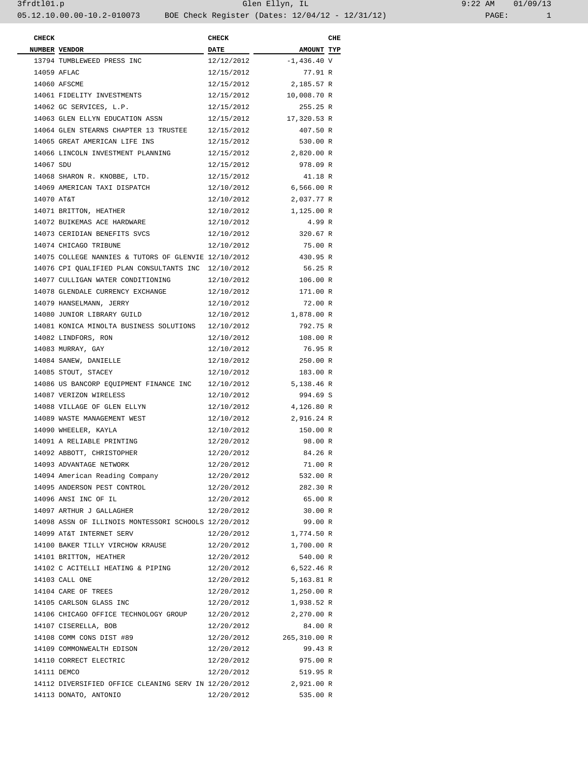05.12.10.00.00-10.2-010073 BOE Check Register (Dates: 12/04/12 - 12/31/12)

| CHECK NUMBER | VENDOR | CHECK DATE | AMOUNT | CHE TYP |
|---|---|---|---|---|
| 13794 | TUMBLEWEED PRESS INC | 12/12/2012 | -1,436.40 | V |
| 14059 | AFLAC | 12/15/2012 | 77.91 | R |
| 14060 | AFSCME | 12/15/2012 | 2,185.57 | R |
| 14061 | FIDELITY INVESTMENTS | 12/15/2012 | 10,008.70 | R |
| 14062 | GC SERVICES, L.P. | 12/15/2012 | 255.25 | R |
| 14063 | GLEN ELLYN EDUCATION ASSN | 12/15/2012 | 17,320.53 | R |
| 14064 | GLEN STEARNS CHAPTER 13 TRUSTEE | 12/15/2012 | 407.50 | R |
| 14065 | GREAT AMERICAN LIFE INS | 12/15/2012 | 530.00 | R |
| 14066 | LINCOLN INVESTMENT PLANNING | 12/15/2012 | 2,820.00 | R |
| 14067 | SDU | 12/15/2012 | 978.09 | R |
| 14068 | SHARON R. KNOBBE, LTD. | 12/15/2012 | 41.18 | R |
| 14069 | AMERICAN TAXI DISPATCH | 12/10/2012 | 6,566.00 | R |
| 14070 | AT&T | 12/10/2012 | 2,037.77 | R |
| 14071 | BRITTON, HEATHER | 12/10/2012 | 1,125.00 | R |
| 14072 | BUIKEMAS ACE HARDWARE | 12/10/2012 | 4.99 | R |
| 14073 | CERIDIAN BENEFITS SVCS | 12/10/2012 | 320.67 | R |
| 14074 | CHICAGO TRIBUNE | 12/10/2012 | 75.00 | R |
| 14075 | COLLEGE NANNIES & TUTORS OF GLENVIE | 12/10/2012 | 430.95 | R |
| 14076 | CPI QUALIFIED PLAN CONSULTANTS INC | 12/10/2012 | 56.25 | R |
| 14077 | CULLIGAN WATER CONDITIONING | 12/10/2012 | 106.00 | R |
| 14078 | GLENDALE CURRENCY EXCHANGE | 12/10/2012 | 171.00 | R |
| 14079 | HANSELMANN, JERRY | 12/10/2012 | 72.00 | R |
| 14080 | JUNIOR LIBRARY GUILD | 12/10/2012 | 1,878.00 | R |
| 14081 | KONICA MINOLTA BUSINESS SOLUTIONS | 12/10/2012 | 792.75 | R |
| 14082 | LINDFORS, RON | 12/10/2012 | 108.00 | R |
| 14083 | MURRAY, GAY | 12/10/2012 | 76.95 | R |
| 14084 | SANEW, DANIELLE | 12/10/2012 | 250.00 | R |
| 14085 | STOUT, STACEY | 12/10/2012 | 183.00 | R |
| 14086 | US BANCORP EQUIPMENT FINANCE INC | 12/10/2012 | 5,138.46 | R |
| 14087 | VERIZON WIRELESS | 12/10/2012 | 994.69 | S |
| 14088 | VILLAGE OF GLEN ELLYN | 12/10/2012 | 4,126.80 | R |
| 14089 | WASTE MANAGEMENT WEST | 12/10/2012 | 2,916.24 | R |
| 14090 | WHEELER, KAYLA | 12/10/2012 | 150.00 | R |
| 14091 | A RELIABLE PRINTING | 12/20/2012 | 98.00 | R |
| 14092 | ABBOTT, CHRISTOPHER | 12/20/2012 | 84.26 | R |
| 14093 | ADVANTAGE NETWORK | 12/20/2012 | 71.00 | R |
| 14094 | American Reading Company | 12/20/2012 | 532.00 | R |
| 14095 | ANDERSON PEST CONTROL | 12/20/2012 | 282.30 | R |
| 14096 | ANSI INC OF IL | 12/20/2012 | 65.00 | R |
| 14097 | ARTHUR J GALLAGHER | 12/20/2012 | 30.00 | R |
| 14098 | ASSN OF ILLINOIS MONTESSORI SCHOOLS | 12/20/2012 | 99.00 | R |
| 14099 | AT&T INTERNET SERV | 12/20/2012 | 1,774.50 | R |
| 14100 | BAKER TILLY VIRCHOW KRAUSE | 12/20/2012 | 1,700.00 | R |
| 14101 | BRITTON, HEATHER | 12/20/2012 | 540.00 | R |
| 14102 | C ACITELLI HEATING & PIPING | 12/20/2012 | 6,522.46 | R |
| 14103 | CALL ONE | 12/20/2012 | 5,163.81 | R |
| 14104 | CARE OF TREES | 12/20/2012 | 1,250.00 | R |
| 14105 | CARLSON GLASS INC | 12/20/2012 | 1,938.52 | R |
| 14106 | CHICAGO OFFICE TECHNOLOGY GROUP | 12/20/2012 | 2,270.00 | R |
| 14107 | CISERELLA, BOB | 12/20/2012 | 84.00 | R |
| 14108 | COMM CONS DIST #89 | 12/20/2012 | 265,310.00 | R |
| 14109 | COMMONWEALTH EDISON | 12/20/2012 | 99.43 | R |
| 14110 | CORRECT ELECTRIC | 12/20/2012 | 975.00 | R |
| 14111 | DEMCO | 12/20/2012 | 519.95 | R |
| 14112 | DIVERSIFIED OFFICE CLEANING SERV IN | 12/20/2012 | 2,921.00 | R |
| 14113 | DONATO, ANTONIO | 12/20/2012 | 535.00 | R |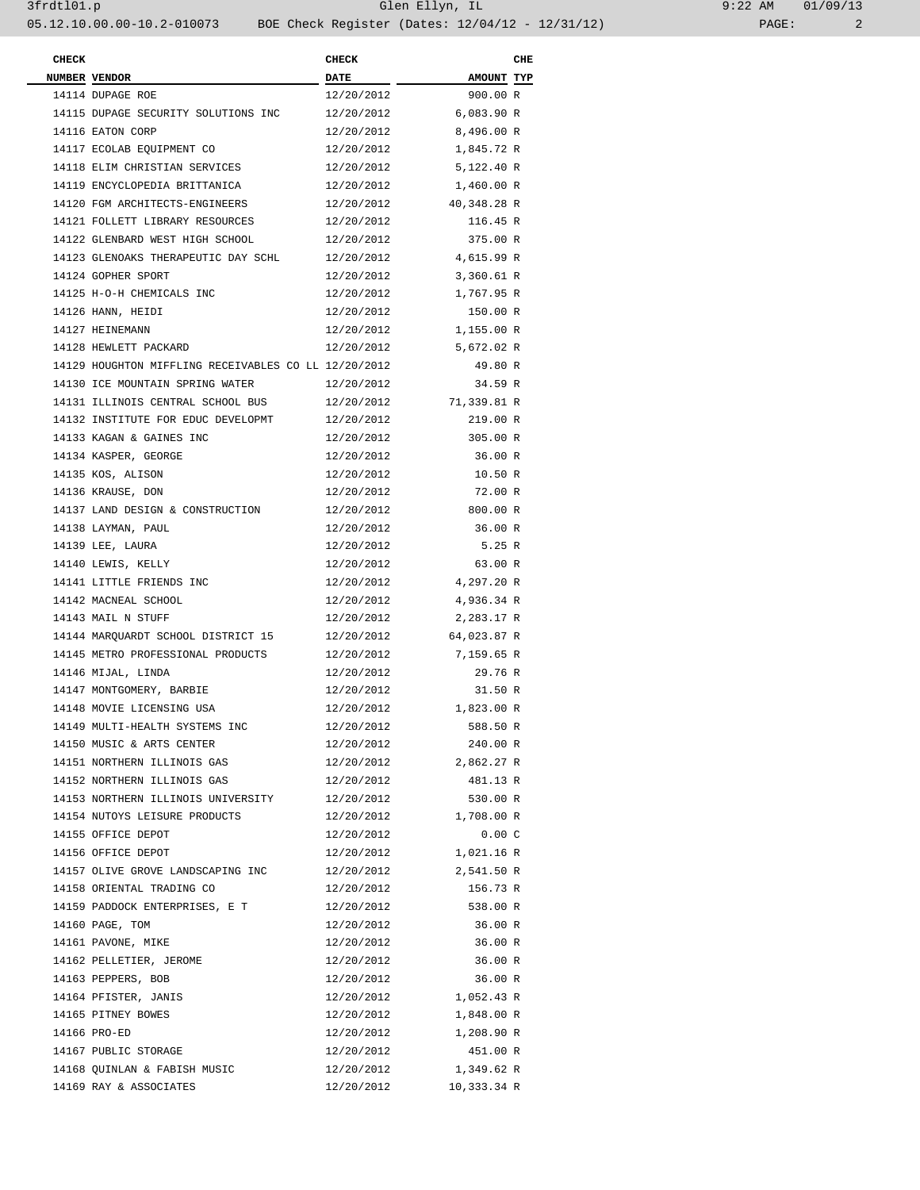| CHECK NUMBER | VENDOR | CHECK DATE | AMOUNT | CHE TYP |
|---|---|---|---|---|
| 14114 | DUPAGE ROE | 12/20/2012 | 900.00 | R |
| 14115 | DUPAGE SECURITY SOLUTIONS INC | 12/20/2012 | 6,083.90 | R |
| 14116 | EATON CORP | 12/20/2012 | 8,496.00 | R |
| 14117 | ECOLAB EQUIPMENT CO | 12/20/2012 | 1,845.72 | R |
| 14118 | ELIM CHRISTIAN SERVICES | 12/20/2012 | 5,122.40 | R |
| 14119 | ENCYCLOPEDIA BRITTANICA | 12/20/2012 | 1,460.00 | R |
| 14120 | FGM ARCHITECTS-ENGINEERS | 12/20/2012 | 40,348.28 | R |
| 14121 | FOLLETT LIBRARY RESOURCES | 12/20/2012 | 116.45 | R |
| 14122 | GLENBARD WEST HIGH SCHOOL | 12/20/2012 | 375.00 | R |
| 14123 | GLENOAKS THERAPEUTIC DAY SCHL | 12/20/2012 | 4,615.99 | R |
| 14124 | GOPHER SPORT | 12/20/2012 | 3,360.61 | R |
| 14125 | H-O-H CHEMICALS INC | 12/20/2012 | 1,767.95 | R |
| 14126 | HANN, HEIDI | 12/20/2012 | 150.00 | R |
| 14127 | HEINEMANN | 12/20/2012 | 1,155.00 | R |
| 14128 | HEWLETT PACKARD | 12/20/2012 | 5,672.02 | R |
| 14129 | HOUGHTON MIFFLING RECEIVABLES CO LL | 12/20/2012 | 49.80 | R |
| 14130 | ICE MOUNTAIN SPRING WATER | 12/20/2012 | 34.59 | R |
| 14131 | ILLINOIS CENTRAL SCHOOL BUS | 12/20/2012 | 71,339.81 | R |
| 14132 | INSTITUTE FOR EDUC DEVELOPMT | 12/20/2012 | 219.00 | R |
| 14133 | KAGAN & GAINES INC | 12/20/2012 | 305.00 | R |
| 14134 | KASPER, GEORGE | 12/20/2012 | 36.00 | R |
| 14135 | KOS, ALISON | 12/20/2012 | 10.50 | R |
| 14136 | KRAUSE, DON | 12/20/2012 | 72.00 | R |
| 14137 | LAND DESIGN & CONSTRUCTION | 12/20/2012 | 800.00 | R |
| 14138 | LAYMAN, PAUL | 12/20/2012 | 36.00 | R |
| 14139 | LEE, LAURA | 12/20/2012 | 5.25 | R |
| 14140 | LEWIS, KELLY | 12/20/2012 | 63.00 | R |
| 14141 | LITTLE FRIENDS INC | 12/20/2012 | 4,297.20 | R |
| 14142 | MACNEAL SCHOOL | 12/20/2012 | 4,936.34 | R |
| 14143 | MAIL N STUFF | 12/20/2012 | 2,283.17 | R |
| 14144 | MARQUARDT SCHOOL DISTRICT 15 | 12/20/2012 | 64,023.87 | R |
| 14145 | METRO PROFESSIONAL PRODUCTS | 12/20/2012 | 7,159.65 | R |
| 14146 | MIJAL, LINDA | 12/20/2012 | 29.76 | R |
| 14147 | MONTGOMERY, BARBIE | 12/20/2012 | 31.50 | R |
| 14148 | MOVIE LICENSING USA | 12/20/2012 | 1,823.00 | R |
| 14149 | MULTI-HEALTH SYSTEMS INC | 12/20/2012 | 588.50 | R |
| 14150 | MUSIC & ARTS CENTER | 12/20/2012 | 240.00 | R |
| 14151 | NORTHERN ILLINOIS GAS | 12/20/2012 | 2,862.27 | R |
| 14152 | NORTHERN ILLINOIS GAS | 12/20/2012 | 481.13 | R |
| 14153 | NORTHERN ILLINOIS UNIVERSITY | 12/20/2012 | 530.00 | R |
| 14154 | NUTOYS LEISURE PRODUCTS | 12/20/2012 | 1,708.00 | R |
| 14155 | OFFICE DEPOT | 12/20/2012 | 0.00 | C |
| 14156 | OFFICE DEPOT | 12/20/2012 | 1,021.16 | R |
| 14157 | OLIVE GROVE LANDSCAPING INC | 12/20/2012 | 2,541.50 | R |
| 14158 | ORIENTAL TRADING CO | 12/20/2012 | 156.73 | R |
| 14159 | PADDOCK ENTERPRISES, E T | 12/20/2012 | 538.00 | R |
| 14160 | PAGE, TOM | 12/20/2012 | 36.00 | R |
| 14161 | PAVONE, MIKE | 12/20/2012 | 36.00 | R |
| 14162 | PELLETIER, JEROME | 12/20/2012 | 36.00 | R |
| 14163 | PEPPERS, BOB | 12/20/2012 | 36.00 | R |
| 14164 | PFISTER, JANIS | 12/20/2012 | 1,052.43 | R |
| 14165 | PITNEY BOWES | 12/20/2012 | 1,848.00 | R |
| 14166 | PRO-ED | 12/20/2012 | 1,208.90 | R |
| 14167 | PUBLIC STORAGE | 12/20/2012 | 451.00 | R |
| 14168 | QUINLAN & FABISH MUSIC | 12/20/2012 | 1,349.62 | R |
| 14169 | RAY & ASSOCIATES | 12/20/2012 | 10,333.34 | R |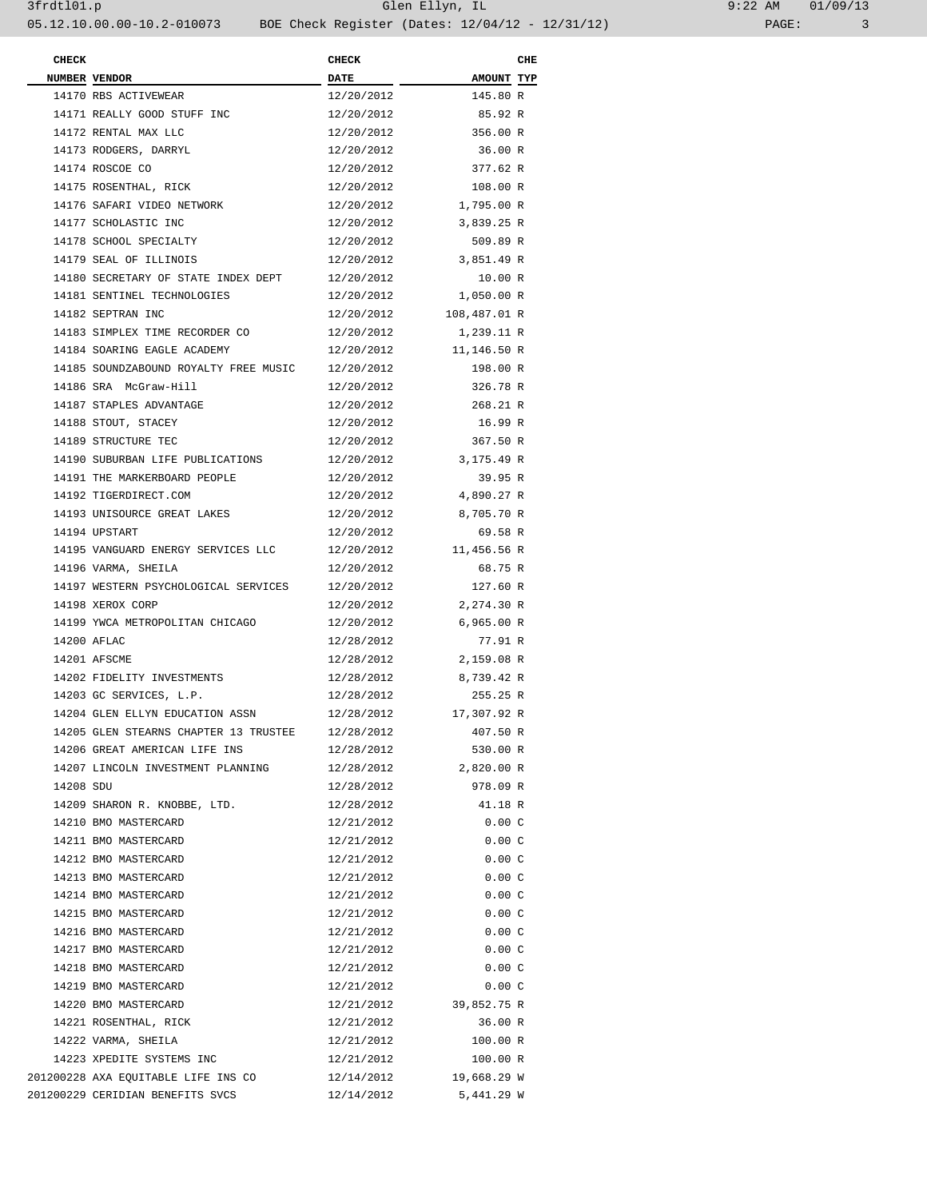| CHECK NUMBER | VENDOR | CHECK DATE | AMOUNT | CHE TYP |
|---|---|---|---|---|
| 14170 | RBS ACTIVEWEAR | 12/20/2012 | 145.80 | R |
| 14171 | REALLY GOOD STUFF INC | 12/20/2012 | 85.92 | R |
| 14172 | RENTAL MAX LLC | 12/20/2012 | 356.00 | R |
| 14173 | RODGERS, DARRYL | 12/20/2012 | 36.00 | R |
| 14174 | ROSCOE CO | 12/20/2012 | 377.62 | R |
| 14175 | ROSENTHAL, RICK | 12/20/2012 | 108.00 | R |
| 14176 | SAFARI VIDEO NETWORK | 12/20/2012 | 1,795.00 | R |
| 14177 | SCHOLASTIC INC | 12/20/2012 | 3,839.25 | R |
| 14178 | SCHOOL SPECIALTY | 12/20/2012 | 509.89 | R |
| 14179 | SEAL OF ILLINOIS | 12/20/2012 | 3,851.49 | R |
| 14180 | SECRETARY OF STATE INDEX DEPT | 12/20/2012 | 10.00 | R |
| 14181 | SENTINEL TECHNOLOGIES | 12/20/2012 | 1,050.00 | R |
| 14182 | SEPTRAN INC | 12/20/2012 | 108,487.01 | R |
| 14183 | SIMPLEX TIME RECORDER CO | 12/20/2012 | 1,239.11 | R |
| 14184 | SOARING EAGLE ACADEMY | 12/20/2012 | 11,146.50 | R |
| 14185 | SOUNDZABOUND ROYALTY FREE MUSIC | 12/20/2012 | 198.00 | R |
| 14186 | SRA McGraw-Hill | 12/20/2012 | 326.78 | R |
| 14187 | STAPLES ADVANTAGE | 12/20/2012 | 268.21 | R |
| 14188 | STOUT, STACEY | 12/20/2012 | 16.99 | R |
| 14189 | STRUCTURE TEC | 12/20/2012 | 367.50 | R |
| 14190 | SUBURBAN LIFE PUBLICATIONS | 12/20/2012 | 3,175.49 | R |
| 14191 | THE MARKERBOARD PEOPLE | 12/20/2012 | 39.95 | R |
| 14192 | TIGERDIRECT.COM | 12/20/2012 | 4,890.27 | R |
| 14193 | UNISOURCE GREAT LAKES | 12/20/2012 | 8,705.70 | R |
| 14194 | UPSTART | 12/20/2012 | 69.58 | R |
| 14195 | VANGUARD ENERGY SERVICES LLC | 12/20/2012 | 11,456.56 | R |
| 14196 | VARMA, SHEILA | 12/20/2012 | 68.75 | R |
| 14197 | WESTERN PSYCHOLOGICAL SERVICES | 12/20/2012 | 127.60 | R |
| 14198 | XEROX CORP | 12/20/2012 | 2,274.30 | R |
| 14199 | YWCA METROPOLITAN CHICAGO | 12/20/2012 | 6,965.00 | R |
| 14200 | AFLAC | 12/28/2012 | 77.91 | R |
| 14201 | AFSCME | 12/28/2012 | 2,159.08 | R |
| 14202 | FIDELITY INVESTMENTS | 12/28/2012 | 8,739.42 | R |
| 14203 | GC SERVICES, L.P. | 12/28/2012 | 255.25 | R |
| 14204 | GLEN ELLYN EDUCATION ASSN | 12/28/2012 | 17,307.92 | R |
| 14205 | GLEN STEARNS CHAPTER 13 TRUSTEE | 12/28/2012 | 407.50 | R |
| 14206 | GREAT AMERICAN LIFE INS | 12/28/2012 | 530.00 | R |
| 14207 | LINCOLN INVESTMENT PLANNING | 12/28/2012 | 2,820.00 | R |
| 14208 | SDU | 12/28/2012 | 978.09 | R |
| 14209 | SHARON R. KNOBBE, LTD. | 12/28/2012 | 41.18 | R |
| 14210 | BMO MASTERCARD | 12/21/2012 | 0.00 | C |
| 14211 | BMO MASTERCARD | 12/21/2012 | 0.00 | C |
| 14212 | BMO MASTERCARD | 12/21/2012 | 0.00 | C |
| 14213 | BMO MASTERCARD | 12/21/2012 | 0.00 | C |
| 14214 | BMO MASTERCARD | 12/21/2012 | 0.00 | C |
| 14215 | BMO MASTERCARD | 12/21/2012 | 0.00 | C |
| 14216 | BMO MASTERCARD | 12/21/2012 | 0.00 | C |
| 14217 | BMO MASTERCARD | 12/21/2012 | 0.00 | C |
| 14218 | BMO MASTERCARD | 12/21/2012 | 0.00 | C |
| 14219 | BMO MASTERCARD | 12/21/2012 | 0.00 | C |
| 14220 | BMO MASTERCARD | 12/21/2012 | 39,852.75 | R |
| 14221 | ROSENTHAL, RICK | 12/21/2012 | 36.00 | R |
| 14222 | VARMA, SHEILA | 12/21/2012 | 100.00 | R |
| 14223 | XPEDITE SYSTEMS INC | 12/21/2012 | 100.00 | R |
| 201200228 | AXA EQUITABLE LIFE INS CO | 12/14/2012 | 19,668.29 | W |
| 201200229 | CERIDIAN BENEFITS SVCS | 12/14/2012 | 5,441.29 | W |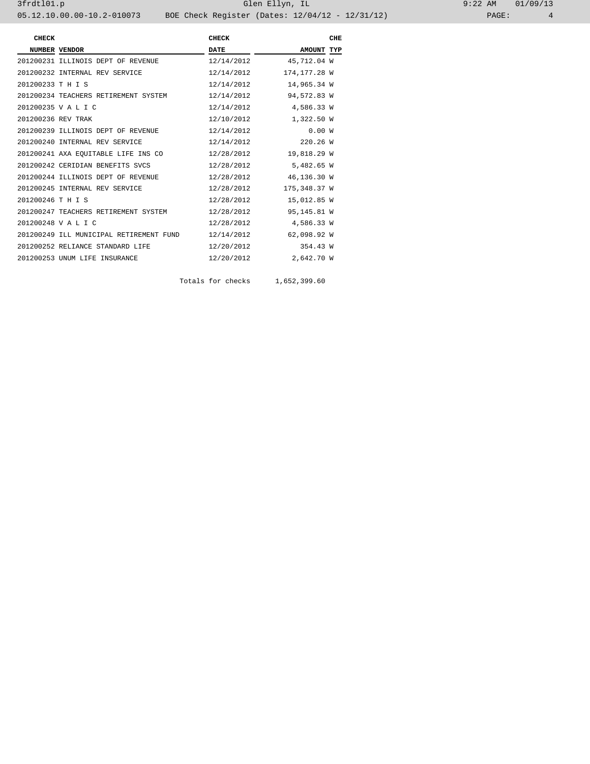| CHECK NUMBER | VENDOR | CHECK DATE | AMOUNT | CHE TYP |
|---|---|---|---|---|
| 201200231 | ILLINOIS DEPT OF REVENUE | 12/14/2012 | 45,712.04 | W |
| 201200232 | INTERNAL REV SERVICE | 12/14/2012 | 174,177.28 | W |
| 201200233 | T H I S | 12/14/2012 | 14,965.34 | W |
| 201200234 | TEACHERS RETIREMENT SYSTEM | 12/14/2012 | 94,572.83 | W |
| 201200235 | V A L I C | 12/14/2012 | 4,586.33 | W |
| 201200236 | REV TRAK | 12/10/2012 | 1,322.50 | W |
| 201200239 | ILLINOIS DEPT OF REVENUE | 12/14/2012 | 0.00 | W |
| 201200240 | INTERNAL REV SERVICE | 12/14/2012 | 220.26 | W |
| 201200241 | AXA EQUITABLE LIFE INS CO | 12/28/2012 | 19,818.29 | W |
| 201200242 | CERIDIAN BENEFITS SVCS | 12/28/2012 | 5,482.65 | W |
| 201200244 | ILLINOIS DEPT OF REVENUE | 12/28/2012 | 46,136.30 | W |
| 201200245 | INTERNAL REV SERVICE | 12/28/2012 | 175,348.37 | W |
| 201200246 | T H I S | 12/28/2012 | 15,012.85 | W |
| 201200247 | TEACHERS RETIREMENT SYSTEM | 12/28/2012 | 95,145.81 | W |
| 201200248 | V A L I C | 12/28/2012 | 4,586.33 | W |
| 201200249 | ILL MUNICIPAL RETIREMENT FUND | 12/14/2012 | 62,098.92 | W |
| 201200252 | RELIANCE STANDARD LIFE | 12/20/2012 | 354.43 | W |
| 201200253 | UNUM LIFE INSURANCE | 12/20/2012 | 2,642.70 | W |
| | | Totals for checks | 1,652,399.60 | |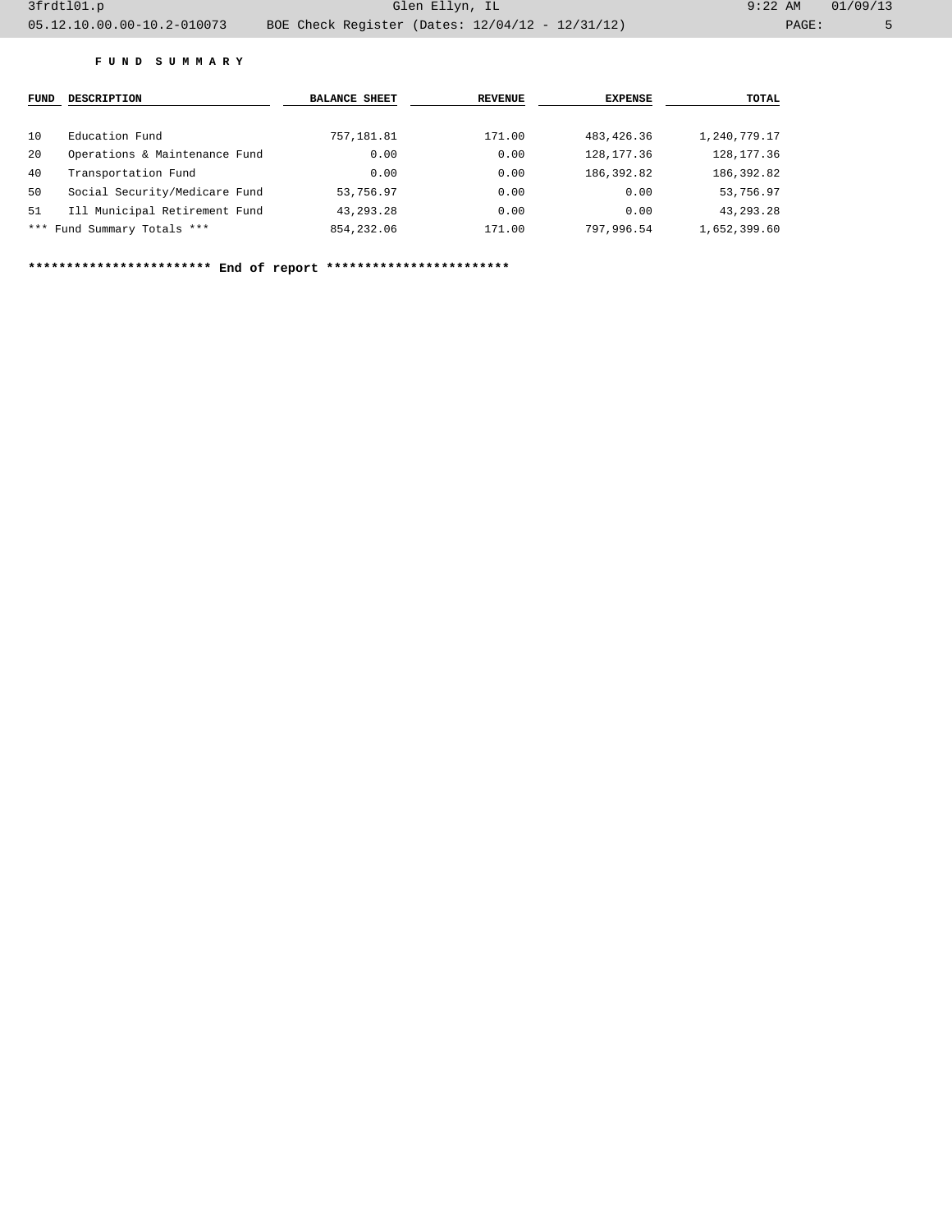**F U N D   S U M M A R Y**

| FUND | DESCRIPTION | BALANCE SHEET | REVENUE | EXPENSE | TOTAL |
|---|---|---|---|---|---|
| 10 | Education Fund | 757,181.81 | 171.00 | 483,426.36 | 1,240,779.17 |
| 20 | Operations & Maintenance Fund | 0.00 | 0.00 | 128,177.36 | 128,177.36 |
| 40 | Transportation Fund | 0.00 | 0.00 | 186,392.82 | 186,392.82 |
| 50 | Social Security/Medicare Fund | 53,756.97 | 0.00 | 0.00 | 53,756.97 |
| 51 | Ill Municipal Retirement Fund | 43,293.28 | 0.00 | 0.00 | 43,293.28 |
| *** Fund Summary Totals *** | | 854,232.06 | 171.00 | 797,996.54 | 1,652,399.60 |

**************************** End of report ****************************